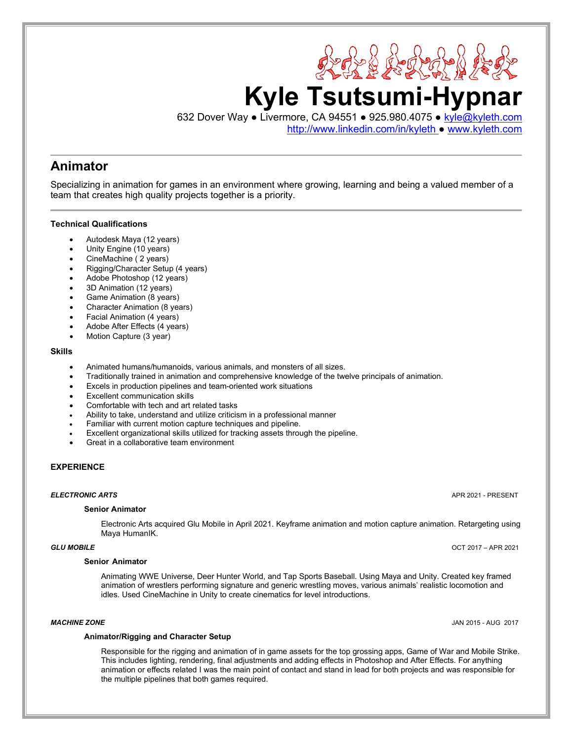# Kyle Tsutsumi-Hypnar

632 Dover Way ● Livermore, CA 94551 ● 925.980.4075 ● [kyle@kyleth.com](mailto:kyle@kyleth.com)
[http://www.linkedin.com/in/kyleth](http://www.linkedin.com/in/kyleth) ● [www.kyleth.com](http://www.kyleth.com)

## Animator

Specializing in animation for games in an environment where growing, learning and being a valued member of a team that creates high quality projects together is a priority.

### Technical Qualifications

- Autodesk Maya (12 years)
- Unity Engine (10 years)
- CineMachine ( 2 years)
- Rigging/Character Setup (4 years)
- Adobe Photoshop (12 years)
- 3D Animation (12 years)
- Game Animation (8 years)
- Character Animation (8 years)
- Facial Animation (4 years)
- Adobe After Effects (4 years)
- Motion Capture (3 year)

### Skills

- Animated humans/humanoids, various animals, and monsters of all sizes.
- Traditionally trained in animation and comprehensive knowledge of the twelve principals of animation.
- Excels in production pipelines and team-oriented work situations
- Excellent communication skills
- Comfortable with tech and art related tasks
- Ability to take, understand and utilize criticism in a professional manner
- Familiar with current motion capture techniques and pipeline.
- Excellent organizational skills utilized for tracking assets through the pipeline.
- Great in a collaborative team environment

### EXPERIENCE

***ELECTRONIC ARTS*** — APR 2021 - PRESENT

**Senior Animator**

Electronic Arts acquired Glu Mobile in April 2021. Keyframe animation and motion capture animation. Retargeting using Maya HumanIK.

***GLU MOBILE*** — OCT 2017 – APR 2021

**Senior Animator**

Animating WWE Universe, Deer Hunter World, and Tap Sports Baseball. Using Maya and Unity. Created key framed animation of wrestlers performing signature and generic wrestling moves, various animals' realistic locomotion and idles. Used CineMachine in Unity to create cinematics for level introductions.

***MACHINE ZONE*** — JAN 2015 - AUG 2017

**Animator/Rigging and Character Setup**

Responsible for the rigging and animation of in game assets for the top grossing apps, Game of War and Mobile Strike. This includes lighting, rendering, final adjustments and adding effects in Photoshop and After Effects. For anything animation or effects related I was the main point of contact and stand in lead for both projects and was responsible for the multiple pipelines that both games required.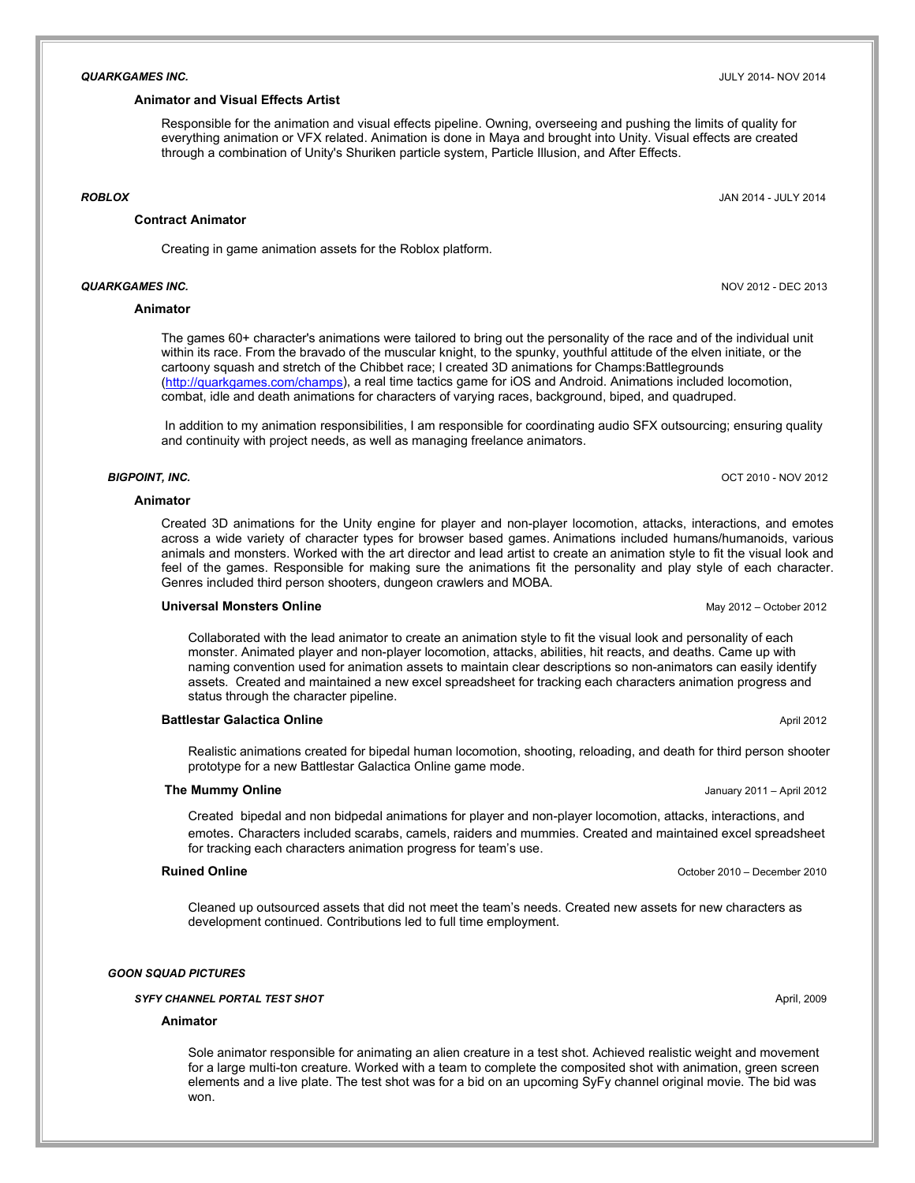***QUARKGAMES INC.*** JULY 2014- NOV 2014

**Animator and Visual Effects Artist**

Responsible for the animation and visual effects pipeline. Owning, overseeing and pushing the limits of quality for everything animation or VFX related. Animation is done in Maya and brought into Unity. Visual effects are created through a combination of Unity's Shuriken particle system, Particle Illusion, and After Effects.

***ROBLOX*** JAN 2014 - JULY 2014

**Contract Animator**

Creating in game animation assets for the Roblox platform.

***QUARKGAMES INC.*** NOV 2012 - DEC 2013

**Animator**

The games 60+ character's animations were tailored to bring out the personality of the race and of the individual unit within its race. From the bravado of the muscular knight, to the spunky, youthful attitude of the elven initiate, or the cartoony squash and stretch of the Chibbet race; I created 3D animations for Champs:Battlegrounds ([http://quarkgames.com/champs](http://quarkgames.com/champs)), a real time tactics game for iOS and Android. Animations included locomotion, combat, idle and death animations for characters of varying races, background, biped, and quadruped.

In addition to my animation responsibilities, I am responsible for coordinating audio SFX outsourcing; ensuring quality and continuity with project needs, as well as managing freelance animators.

***BIGPOINT, INC.*** OCT 2010 - NOV 2012

**Animator**

Created 3D animations for the Unity engine for player and non-player locomotion, attacks, interactions, and emotes across a wide variety of character types for browser based games. Animations included humans/humanoids, various animals and monsters. Worked with the art director and lead artist to create an animation style to fit the visual look and feel of the games. Responsible for making sure the animations fit the personality and play style of each character. Genres included third person shooters, dungeon crawlers and MOBA.

**Universal Monsters Online** May 2012 – October 2012

Collaborated with the lead animator to create an animation style to fit the visual look and personality of each monster. Animated player and non-player locomotion, attacks, abilities, hit reacts, and deaths. Came up with naming convention used for animation assets to maintain clear descriptions so non-animators can easily identify assets. Created and maintained a new excel spreadsheet for tracking each characters animation progress and status through the character pipeline.

**Battlestar Galactica Online** April 2012

Realistic animations created for bipedal human locomotion, shooting, reloading, and death for third person shooter prototype for a new Battlestar Galactica Online game mode.

**The Mummy Online** January 2011 – April 2012

Created bipedal and non bidpedal animations for player and non-player locomotion, attacks, interactions, and emotes. Characters included scarabs, camels, raiders and mummies. Created and maintained excel spreadsheet for tracking each characters animation progress for team's use.

**Ruined Online** October 2010 – December 2010

Cleaned up outsourced assets that did not meet the team's needs. Created new assets for new characters as development continued. Contributions led to full time employment.

***GOON SQUAD PICTURES***

***SYFY CHANNEL PORTAL TEST SHOT*** April, 2009

**Animator**

Sole animator responsible for animating an alien creature in a test shot. Achieved realistic weight and movement for a large multi-ton creature. Worked with a team to complete the composited shot with animation, green screen elements and a live plate. The test shot was for a bid on an upcoming SyFy channel original movie. The bid was won.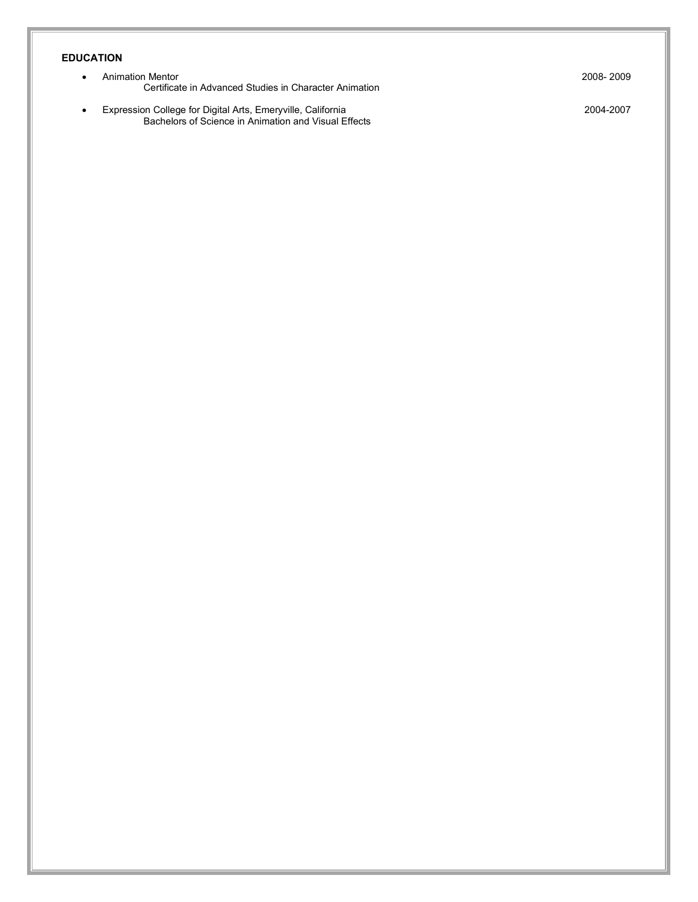**EDUCATION**

- Animation Mentor 2008- 2009
  Certificate in Advanced Studies in Character Animation

- Expression College for Digital Arts, Emeryville, California 2004-2007
  Bachelors of Science in Animation and Visual Effects